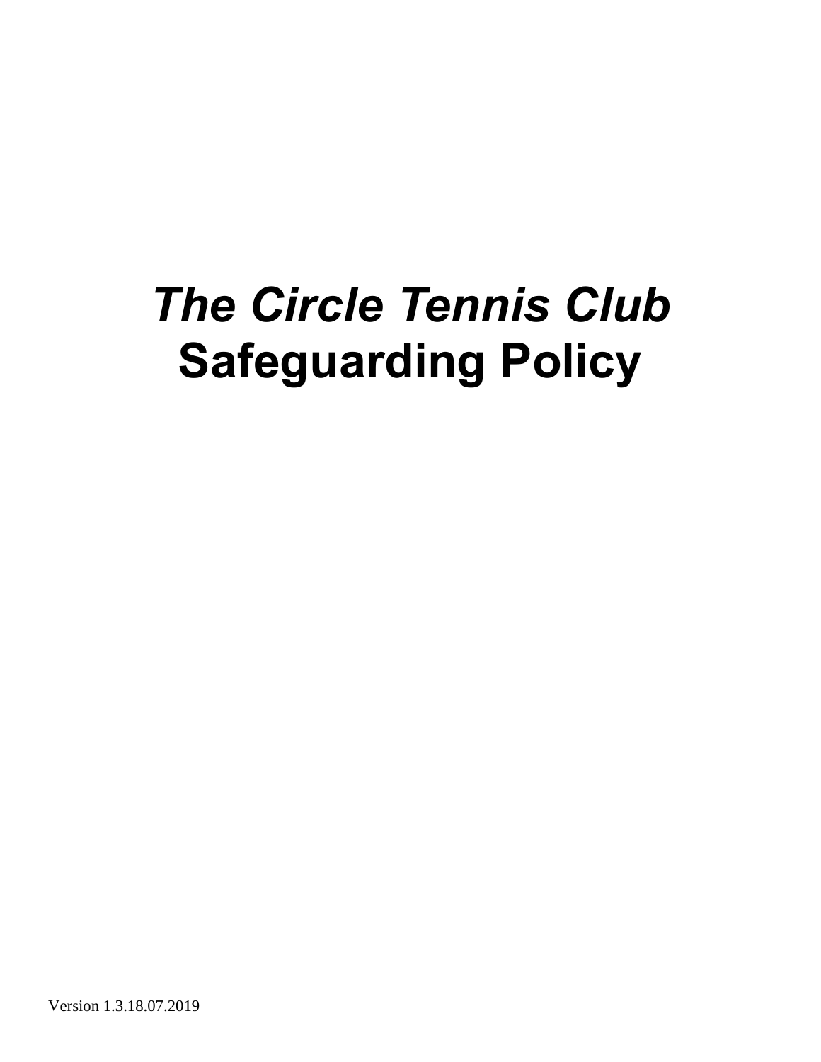# *The Circle Tennis Club* Safeguarding Policy

Version 1.3.18.07.2019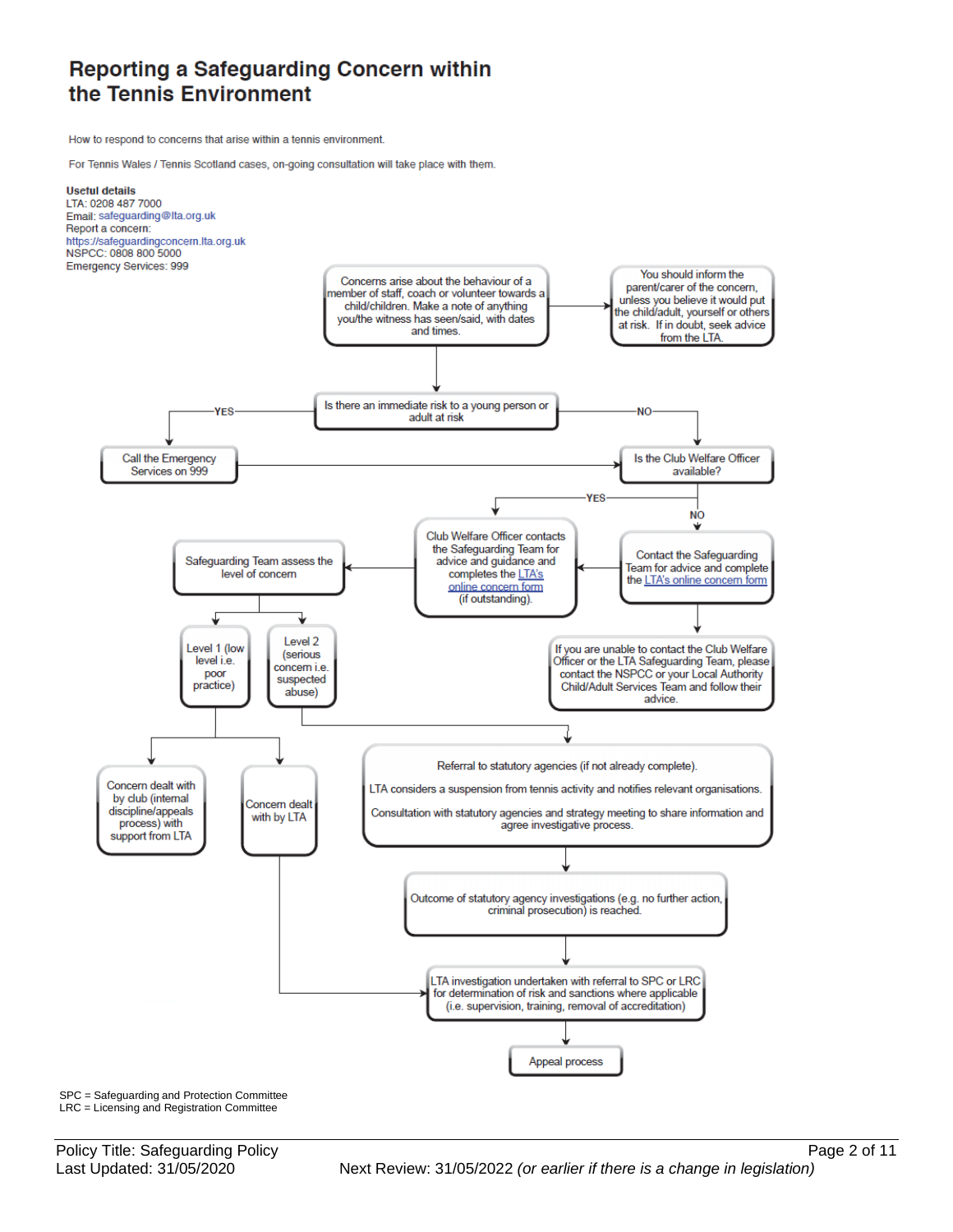# Reporting a Safeguarding Concern within the Tennis Environment

How to respond to concerns that arise within a tennis environment.

For Tennis Wales / Tennis Scotland cases, on-going consultation will take place with them.

**Useful details**
LTA: 0208 487 7000
Email: safeguarding@lta.org.uk
Report a concern:
https://safeguardingconcern.lta.org.uk
NSPCC: 0808 800 5000
Emergency Services: 999

Concerns arise about the behaviour of a member of staff, coach or volunteer towards a child/children. Make a note of anything you/the witness has seen/said, with dates and times.

You should inform the parent/carer of the concern, unless you believe it would put the child/adult, yourself or others at risk. If in doubt, seek advice from the LTA.

Is there an immediate risk to a young person or adult at risk

YES

NO

Call the Emergency Services on 999

Is the Club Welfare Officer available?

YES

NO

Club Welfare Officer contacts the Safeguarding Team for advice and guidance and completes the LTA's online concern form (if outstanding).

Contact the Safeguarding Team for advice and complete the LTA's online concern form

Safeguarding Team assess the level of concern

If you are unable to contact the Club Welfare Officer or the LTA Safeguarding Team, please contact the NSPCC or your Local Authority Child/Adult Services Team and follow their advice.

Level 1 (low level i.e. poor practice)

Level 2 (serious concern i.e. suspected abuse)

Concern dealt with by club (internal discipline/appeals process) with support from LTA

Concern dealt with by LTA

Referral to statutory agencies (if not already complete).

LTA considers a suspension from tennis activity and notifies relevant organisations.

Consultation with statutory agencies and strategy meeting to share information and agree investigative process.

Outcome of statutory agency investigations (e.g. no further action, criminal prosecution) is reached.

LTA investigation undertaken with referral to SPC or LRC for determination of risk and sanctions where applicable (i.e. supervision, training, removal of accreditation)

Appeal process

SPC = Safeguarding and Protection Committee
LRC = Licensing and Registration Committee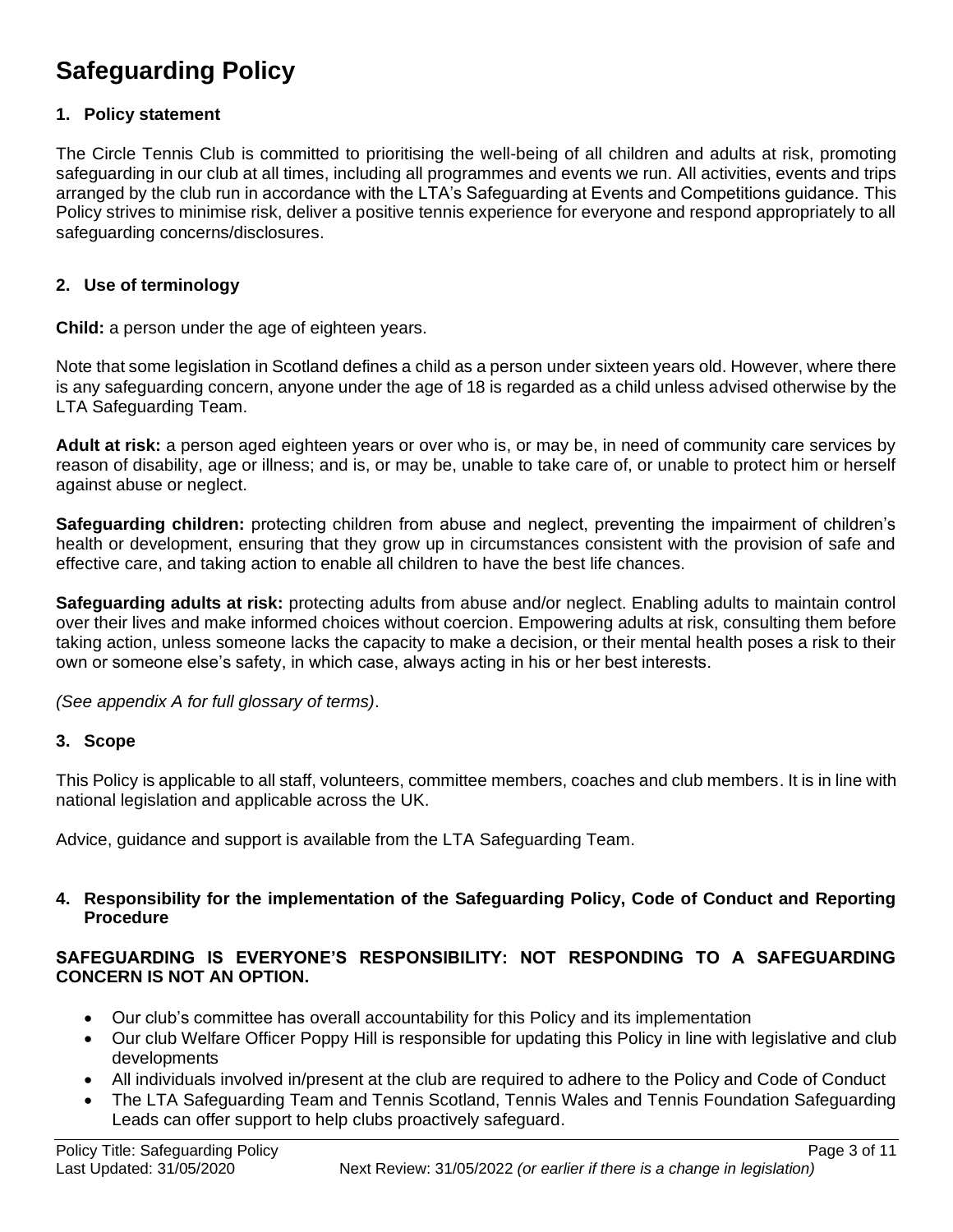# Safeguarding Policy

## 1. Policy statement

The Circle Tennis Club is committed to prioritising the well-being of all children and adults at risk, promoting safeguarding in our club at all times, including all programmes and events we run. All activities, events and trips arranged by the club run in accordance with the LTA's Safeguarding at Events and Competitions guidance. This Policy strives to minimise risk, deliver a positive tennis experience for everyone and respond appropriately to all safeguarding concerns/disclosures.

## 2. Use of terminology

**Child:** a person under the age of eighteen years.

Note that some legislation in Scotland defines a child as a person under sixteen years old. However, where there is any safeguarding concern, anyone under the age of 18 is regarded as a child unless advised otherwise by the LTA Safeguarding Team.

**Adult at risk:** a person aged eighteen years or over who is, or may be, in need of community care services by reason of disability, age or illness; and is, or may be, unable to take care of, or unable to protect him or herself against abuse or neglect.

**Safeguarding children:** protecting children from abuse and neglect, preventing the impairment of children's health or development, ensuring that they grow up in circumstances consistent with the provision of safe and effective care, and taking action to enable all children to have the best life chances.

**Safeguarding adults at risk:** protecting adults from abuse and/or neglect. Enabling adults to maintain control over their lives and make informed choices without coercion. Empowering adults at risk, consulting them before taking action, unless someone lacks the capacity to make a decision, or their mental health poses a risk to their own or someone else's safety, in which case, always acting in his or her best interests.

*(See appendix A for full glossary of terms)*.

## 3. Scope

This Policy is applicable to all staff, volunteers, committee members, coaches and club members. It is in line with national legislation and applicable across the UK.

Advice, guidance and support is available from the LTA Safeguarding Team.

## 4. Responsibility for the implementation of the Safeguarding Policy, Code of Conduct and Reporting Procedure

**SAFEGUARDING IS EVERYONE'S RESPONSIBILITY: NOT RESPONDING TO A SAFEGUARDING CONCERN IS NOT AN OPTION.**

- Our club's committee has overall accountability for this Policy and its implementation
- Our club Welfare Officer Poppy Hill is responsible for updating this Policy in line with legislative and club developments
- All individuals involved in/present at the club are required to adhere to the Policy and Code of Conduct
- The LTA Safeguarding Team and Tennis Scotland, Tennis Wales and Tennis Foundation Safeguarding Leads can offer support to help clubs proactively safeguard.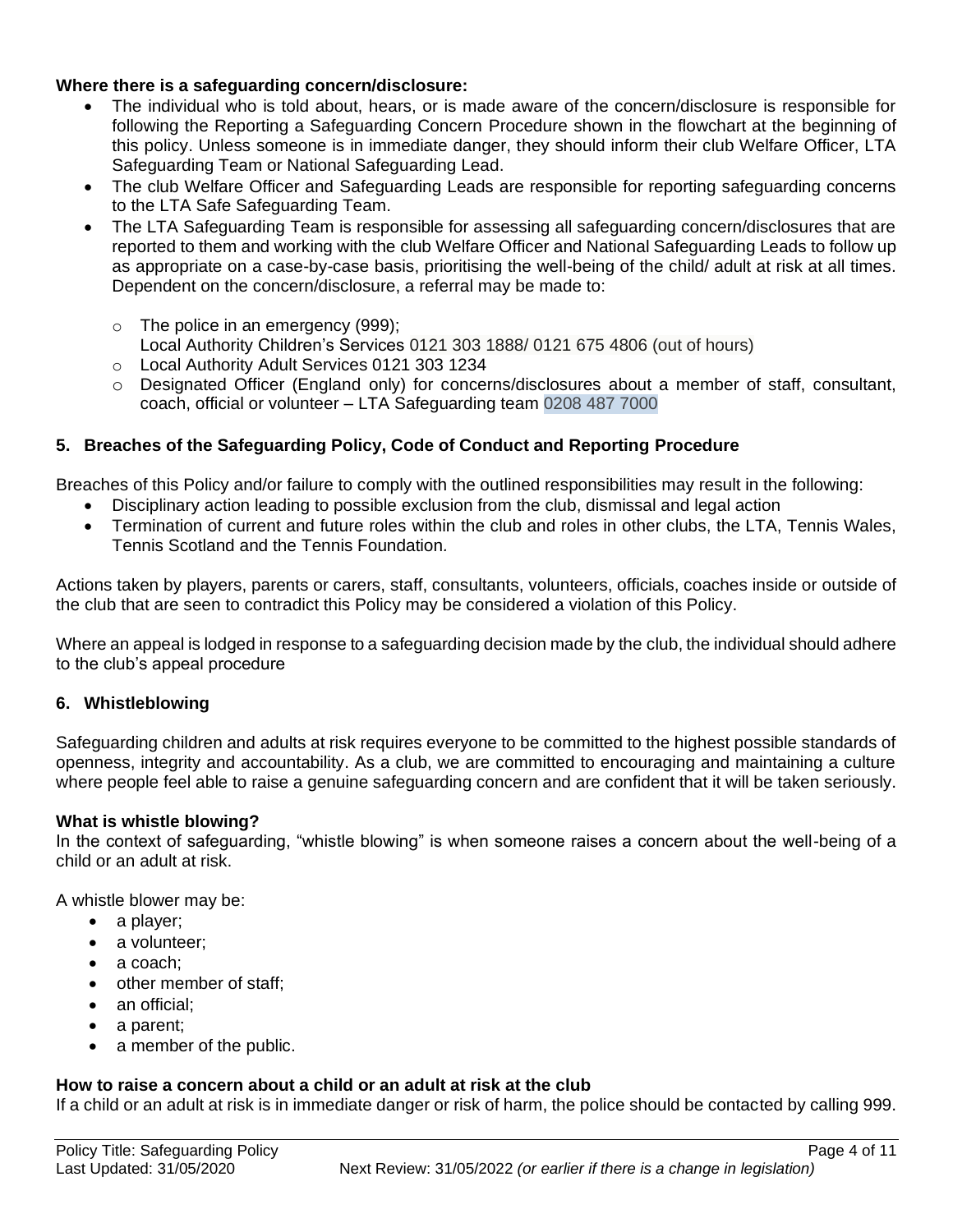**Where there is a safeguarding concern/disclosure:**

- The individual who is told about, hears, or is made aware of the concern/disclosure is responsible for following the Reporting a Safeguarding Concern Procedure shown in the flowchart at the beginning of this policy. Unless someone is in immediate danger, they should inform their club Welfare Officer, LTA Safeguarding Team or National Safeguarding Lead.
- The club Welfare Officer and Safeguarding Leads are responsible for reporting safeguarding concerns to the LTA Safe Safeguarding Team.
- The LTA Safeguarding Team is responsible for assessing all safeguarding concern/disclosures that are reported to them and working with the club Welfare Officer and National Safeguarding Leads to follow up as appropriate on a case-by-case basis, prioritising the well-being of the child/ adult at risk at all times. Dependent on the concern/disclosure, a referral may be made to:
    - The police in an emergency (999);
      Local Authority Children's Services 0121 303 1888/ 0121 675 4806 (out of hours)
    - Local Authority Adult Services 0121 303 1234
    - Designated Officer (England only) for concerns/disclosures about a member of staff, consultant, coach, official or volunteer – LTA Safeguarding team 0208 487 7000

## 5. Breaches of the Safeguarding Policy, Code of Conduct and Reporting Procedure

Breaches of this Policy and/or failure to comply with the outlined responsibilities may result in the following:

- Disciplinary action leading to possible exclusion from the club, dismissal and legal action
- Termination of current and future roles within the club and roles in other clubs, the LTA, Tennis Wales, Tennis Scotland and the Tennis Foundation.

Actions taken by players, parents or carers, staff, consultants, volunteers, officials, coaches inside or outside of the club that are seen to contradict this Policy may be considered a violation of this Policy.

Where an appeal is lodged in response to a safeguarding decision made by the club, the individual should adhere to the club's appeal procedure

## 6. Whistleblowing

Safeguarding children and adults at risk requires everyone to be committed to the highest possible standards of openness, integrity and accountability. As a club, we are committed to encouraging and maintaining a culture where people feel able to raise a genuine safeguarding concern and are confident that it will be taken seriously.

**What is whistle blowing?**

In the context of safeguarding, "whistle blowing" is when someone raises a concern about the well-being of a child or an adult at risk.

A whistle blower may be:

- a player;
- a volunteer;
- a coach;
- other member of staff;
- an official;
- a parent;
- a member of the public.

**How to raise a concern about a child or an adult at risk at the club**

If a child or an adult at risk is in immediate danger or risk of harm, the police should be contacted by calling 999.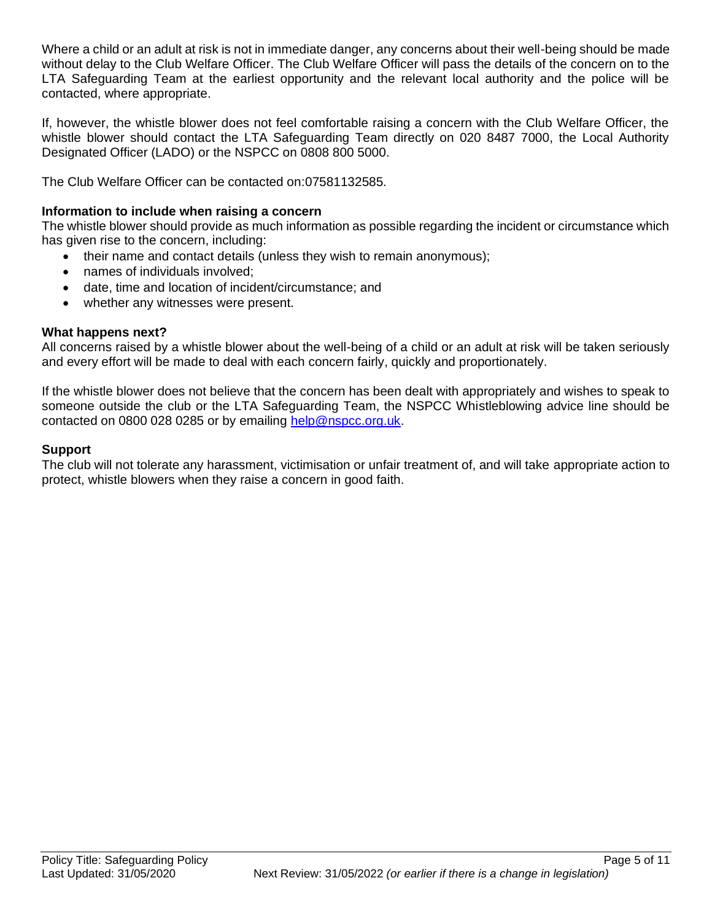Where a child or an adult at risk is not in immediate danger, any concerns about their well-being should be made without delay to the Club Welfare Officer. The Club Welfare Officer will pass the details of the concern on to the LTA Safeguarding Team at the earliest opportunity and the relevant local authority and the police will be contacted, where appropriate.

If, however, the whistle blower does not feel comfortable raising a concern with the Club Welfare Officer, the whistle blower should contact the LTA Safeguarding Team directly on 020 8487 7000, the Local Authority Designated Officer (LADO) or the NSPCC on 0808 800 5000.

The Club Welfare Officer can be contacted on:07581132585.

**Information to include when raising a concern**

The whistle blower should provide as much information as possible regarding the incident or circumstance which has given rise to the concern, including:

- their name and contact details (unless they wish to remain anonymous);
- names of individuals involved;
- date, time and location of incident/circumstance; and
- whether any witnesses were present.

**What happens next?**

All concerns raised by a whistle blower about the well-being of a child or an adult at risk will be taken seriously and every effort will be made to deal with each concern fairly, quickly and proportionately.

If the whistle blower does not believe that the concern has been dealt with appropriately and wishes to speak to someone outside the club or the LTA Safeguarding Team, the NSPCC Whistleblowing advice line should be contacted on 0800 028 0285 or by emailing help@nspcc.org.uk.

**Support**

The club will not tolerate any harassment, victimisation or unfair treatment of, and will take appropriate action to protect, whistle blowers when they raise a concern in good faith.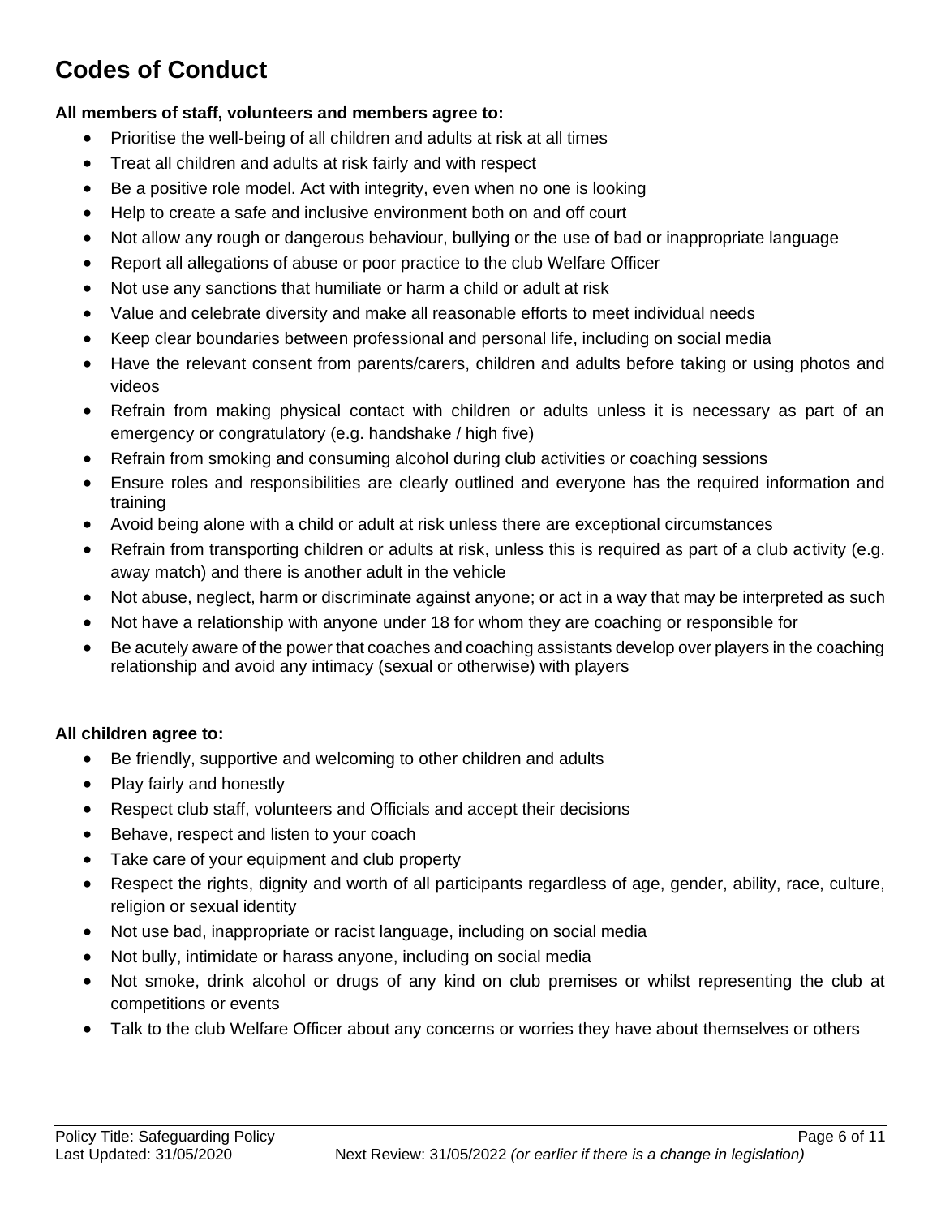# Codes of Conduct

**All members of staff, volunteers and members agree to:**

- Prioritise the well-being of all children and adults at risk at all times
- Treat all children and adults at risk fairly and with respect
- Be a positive role model. Act with integrity, even when no one is looking
- Help to create a safe and inclusive environment both on and off court
- Not allow any rough or dangerous behaviour, bullying or the use of bad or inappropriate language
- Report all allegations of abuse or poor practice to the club Welfare Officer
- Not use any sanctions that humiliate or harm a child or adult at risk
- Value and celebrate diversity and make all reasonable efforts to meet individual needs
- Keep clear boundaries between professional and personal life, including on social media
- Have the relevant consent from parents/carers, children and adults before taking or using photos and videos
- Refrain from making physical contact with children or adults unless it is necessary as part of an emergency or congratulatory (e.g. handshake / high five)
- Refrain from smoking and consuming alcohol during club activities or coaching sessions
- Ensure roles and responsibilities are clearly outlined and everyone has the required information and training
- Avoid being alone with a child or adult at risk unless there are exceptional circumstances
- Refrain from transporting children or adults at risk, unless this is required as part of a club activity (e.g. away match) and there is another adult in the vehicle
- Not abuse, neglect, harm or discriminate against anyone; or act in a way that may be interpreted as such
- Not have a relationship with anyone under 18 for whom they are coaching or responsible for
- Be acutely aware of the power that coaches and coaching assistants develop over players in the coaching relationship and avoid any intimacy (sexual or otherwise) with players

**All children agree to:**

- Be friendly, supportive and welcoming to other children and adults
- Play fairly and honestly
- Respect club staff, volunteers and Officials and accept their decisions
- Behave, respect and listen to your coach
- Take care of your equipment and club property
- Respect the rights, dignity and worth of all participants regardless of age, gender, ability, race, culture, religion or sexual identity
- Not use bad, inappropriate or racist language, including on social media
- Not bully, intimidate or harass anyone, including on social media
- Not smoke, drink alcohol or drugs of any kind on club premises or whilst representing the club at competitions or events
- Talk to the club Welfare Officer about any concerns or worries they have about themselves or others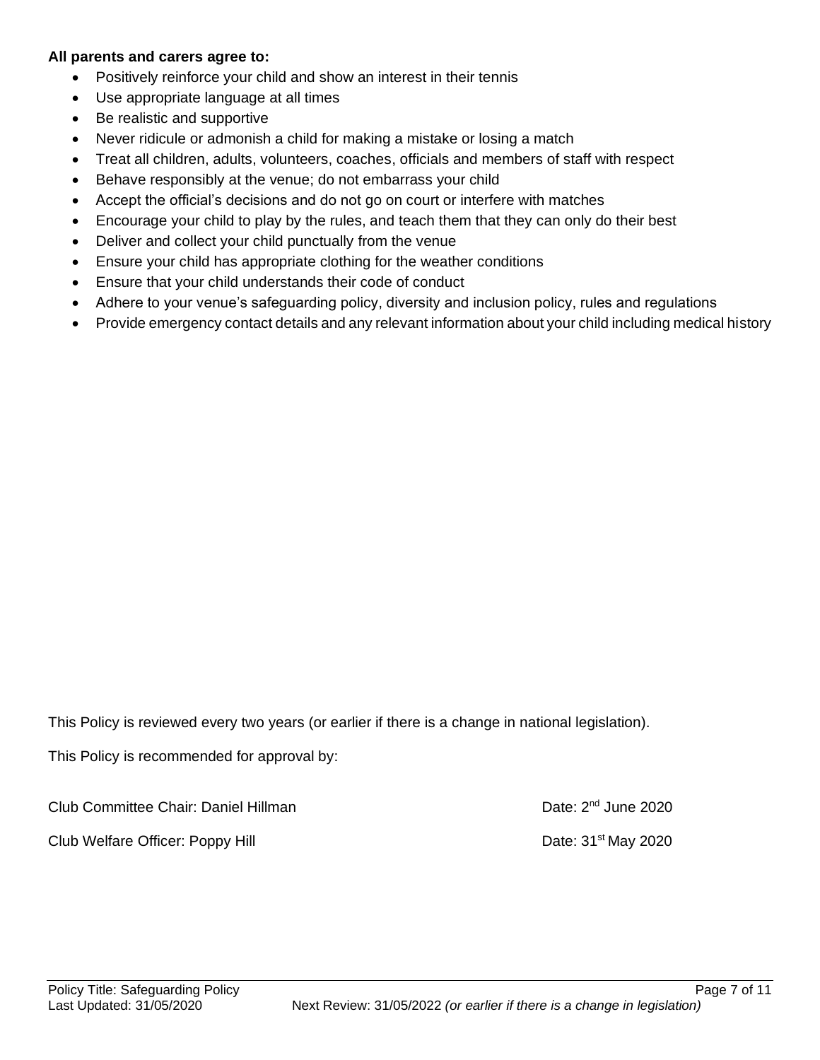**All parents and carers agree to:**

- Positively reinforce your child and show an interest in their tennis
- Use appropriate language at all times
- Be realistic and supportive
- Never ridicule or admonish a child for making a mistake or losing a match
- Treat all children, adults, volunteers, coaches, officials and members of staff with respect
- Behave responsibly at the venue; do not embarrass your child
- Accept the official's decisions and do not go on court or interfere with matches
- Encourage your child to play by the rules, and teach them that they can only do their best
- Deliver and collect your child punctually from the venue
- Ensure your child has appropriate clothing for the weather conditions
- Ensure that your child understands their code of conduct
- Adhere to your venue's safeguarding policy, diversity and inclusion policy, rules and regulations
- Provide emergency contact details and any relevant information about your child including medical history

This Policy is reviewed every two years (or earlier if there is a change in national legislation).

This Policy is recommended for approval by:

Club Committee Chair: Daniel Hillman — Date: 2nd June 2020

Club Welfare Officer: Poppy Hill — Date: 31st May 2020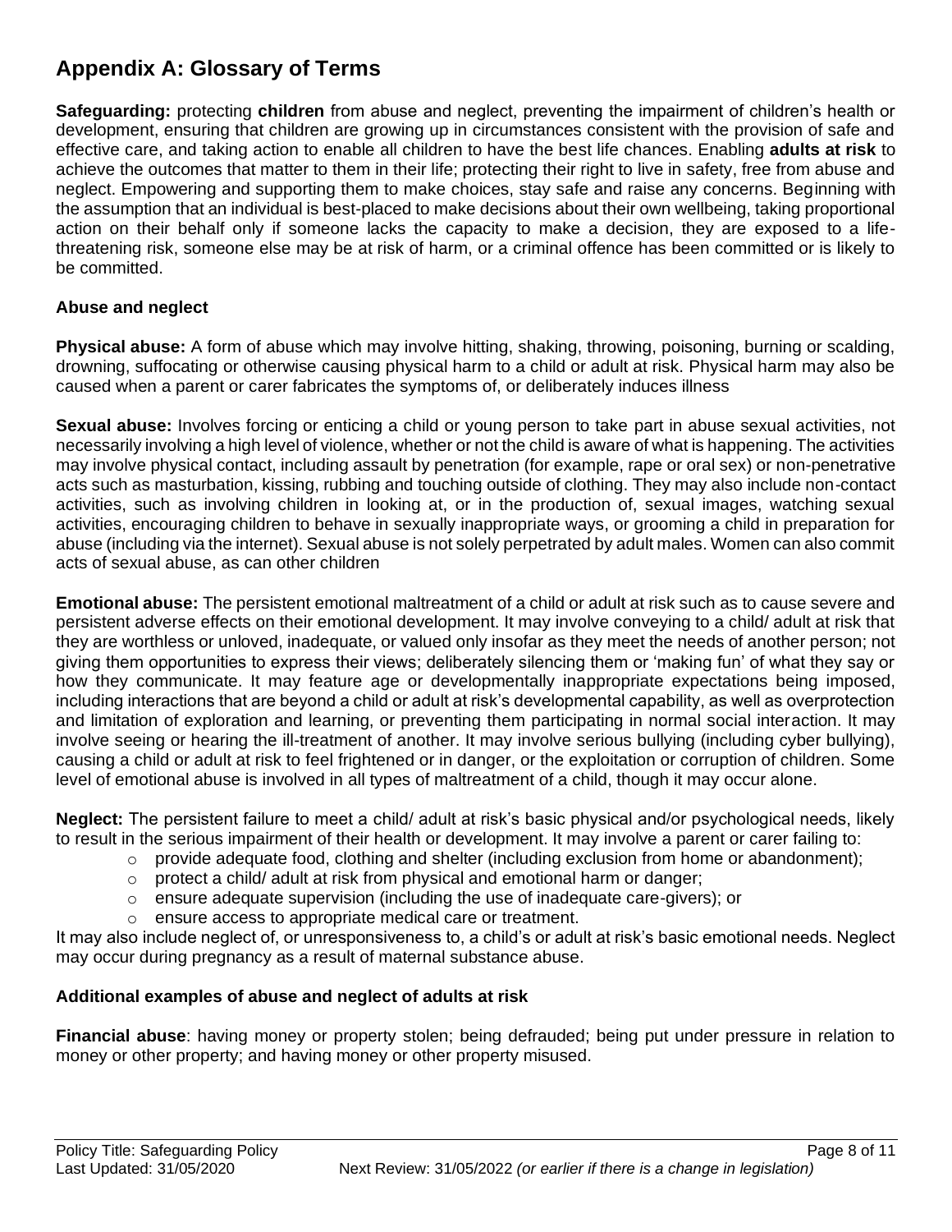## Appendix A: Glossary of Terms

**Safeguarding:** protecting **children** from abuse and neglect, preventing the impairment of children's health or development, ensuring that children are growing up in circumstances consistent with the provision of safe and effective care, and taking action to enable all children to have the best life chances. Enabling **adults at risk** to achieve the outcomes that matter to them in their life; protecting their right to live in safety, free from abuse and neglect. Empowering and supporting them to make choices, stay safe and raise any concerns. Beginning with the assumption that an individual is best-placed to make decisions about their own wellbeing, taking proportional action on their behalf only if someone lacks the capacity to make a decision, they are exposed to a life-threatening risk, someone else may be at risk of harm, or a criminal offence has been committed or is likely to be committed.

### Abuse and neglect

**Physical abuse:** A form of abuse which may involve hitting, shaking, throwing, poisoning, burning or scalding, drowning, suffocating or otherwise causing physical harm to a child or adult at risk. Physical harm may also be caused when a parent or carer fabricates the symptoms of, or deliberately induces illness

**Sexual abuse:** Involves forcing or enticing a child or young person to take part in abuse sexual activities, not necessarily involving a high level of violence, whether or not the child is aware of what is happening. The activities may involve physical contact, including assault by penetration (for example, rape or oral sex) or non-penetrative acts such as masturbation, kissing, rubbing and touching outside of clothing. They may also include non-contact activities, such as involving children in looking at, or in the production of, sexual images, watching sexual activities, encouraging children to behave in sexually inappropriate ways, or grooming a child in preparation for abuse (including via the internet). Sexual abuse is not solely perpetrated by adult males. Women can also commit acts of sexual abuse, as can other children

**Emotional abuse:** The persistent emotional maltreatment of a child or adult at risk such as to cause severe and persistent adverse effects on their emotional development. It may involve conveying to a child/ adult at risk that they are worthless or unloved, inadequate, or valued only insofar as they meet the needs of another person; not giving them opportunities to express their views; deliberately silencing them or 'making fun' of what they say or how they communicate. It may feature age or developmentally inappropriate expectations being imposed, including interactions that are beyond a child or adult at risk's developmental capability, as well as overprotection and limitation of exploration and learning, or preventing them participating in normal social interaction. It may involve seeing or hearing the ill-treatment of another. It may involve serious bullying (including cyber bullying), causing a child or adult at risk to feel frightened or in danger, or the exploitation or corruption of children. Some level of emotional abuse is involved in all types of maltreatment of a child, though it may occur alone.

**Neglect:** The persistent failure to meet a child/ adult at risk's basic physical and/or psychological needs, likely to result in the serious impairment of their health or development. It may involve a parent or carer failing to:

- provide adequate food, clothing and shelter (including exclusion from home or abandonment);
- protect a child/ adult at risk from physical and emotional harm or danger;
- ensure adequate supervision (including the use of inadequate care-givers); or
- ensure access to appropriate medical care or treatment.

It may also include neglect of, or unresponsiveness to, a child's or adult at risk's basic emotional needs. Neglect may occur during pregnancy as a result of maternal substance abuse.

### Additional examples of abuse and neglect of adults at risk

**Financial abuse**: having money or property stolen; being defrauded; being put under pressure in relation to money or other property; and having money or other property misused.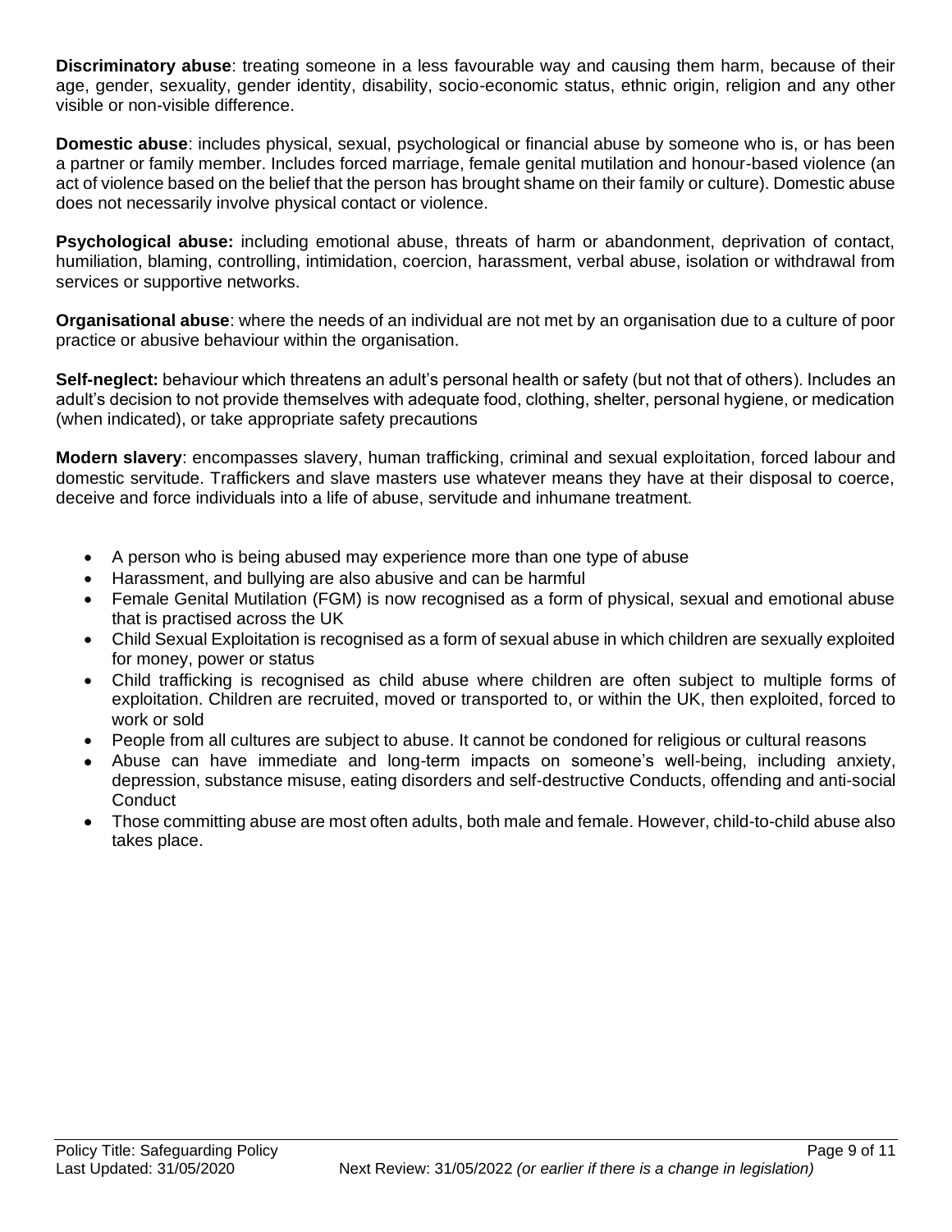**Discriminatory abuse**: treating someone in a less favourable way and causing them harm, because of their age, gender, sexuality, gender identity, disability, socio-economic status, ethnic origin, religion and any other visible or non-visible difference.

**Domestic abuse**: includes physical, sexual, psychological or financial abuse by someone who is, or has been a partner or family member. Includes forced marriage, female genital mutilation and honour-based violence (an act of violence based on the belief that the person has brought shame on their family or culture). Domestic abuse does not necessarily involve physical contact or violence.

**Psychological abuse:** including emotional abuse, threats of harm or abandonment, deprivation of contact, humiliation, blaming, controlling, intimidation, coercion, harassment, verbal abuse, isolation or withdrawal from services or supportive networks.

**Organisational abuse**: where the needs of an individual are not met by an organisation due to a culture of poor practice or abusive behaviour within the organisation.

**Self-neglect:** behaviour which threatens an adult's personal health or safety (but not that of others). Includes an adult's decision to not provide themselves with adequate food, clothing, shelter, personal hygiene, or medication (when indicated), or take appropriate safety precautions

**Modern slavery**: encompasses slavery, human trafficking, criminal and sexual exploitation, forced labour and domestic servitude. Traffickers and slave masters use whatever means they have at their disposal to coerce, deceive and force individuals into a life of abuse, servitude and inhumane treatment.

- A person who is being abused may experience more than one type of abuse
- Harassment, and bullying are also abusive and can be harmful
- Female Genital Mutilation (FGM) is now recognised as a form of physical, sexual and emotional abuse that is practised across the UK
- Child Sexual Exploitation is recognised as a form of sexual abuse in which children are sexually exploited for money, power or status
- Child trafficking is recognised as child abuse where children are often subject to multiple forms of exploitation. Children are recruited, moved or transported to, or within the UK, then exploited, forced to work or sold
- People from all cultures are subject to abuse. It cannot be condoned for religious or cultural reasons
- Abuse can have immediate and long-term impacts on someone's well-being, including anxiety, depression, substance misuse, eating disorders and self-destructive Conducts, offending and anti-social Conduct
- Those committing abuse are most often adults, both male and female. However, child-to-child abuse also takes place.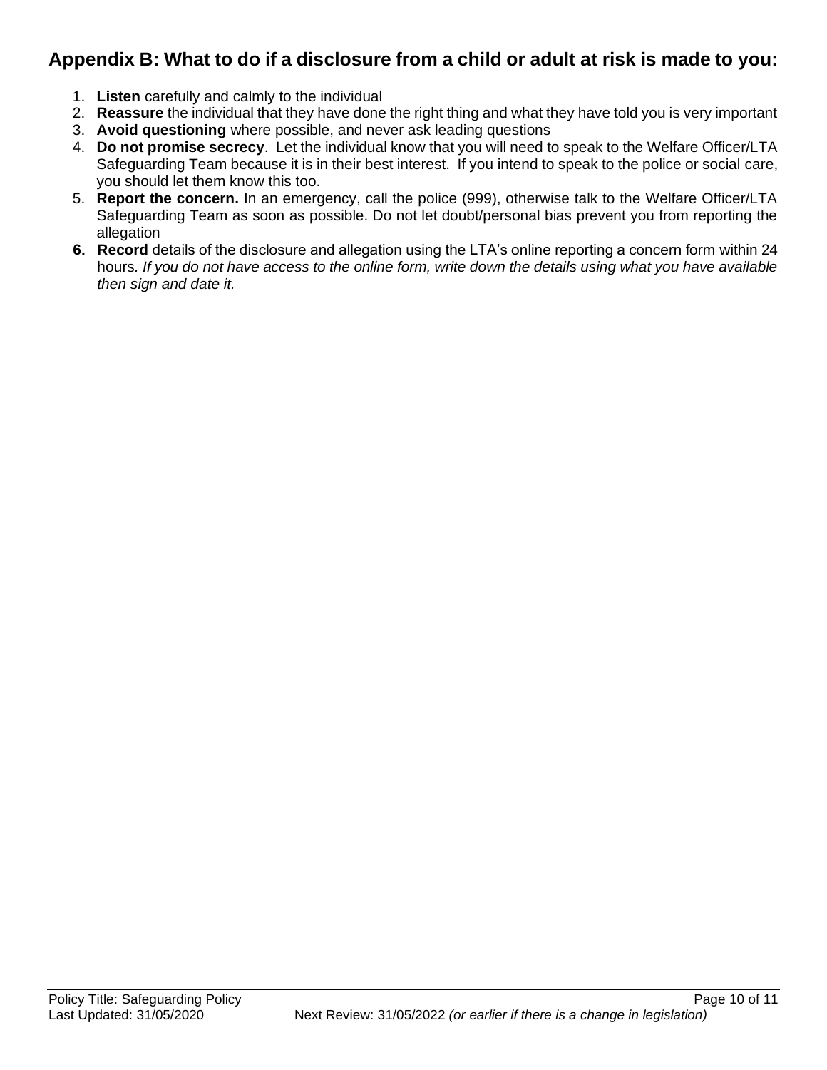## Appendix B: What to do if a disclosure from a child or adult at risk is made to you:

1. **Listen** carefully and calmly to the individual
2. **Reassure** the individual that they have done the right thing and what they have told you is very important
3. **Avoid questioning** where possible, and never ask leading questions
4. **Do not promise secrecy**. Let the individual know that you will need to speak to the Welfare Officer/LTA Safeguarding Team because it is in their best interest. If you intend to speak to the police or social care, you should let them know this too.
5. **Report the concern.** In an emergency, call the police (999), otherwise talk to the Welfare Officer/LTA Safeguarding Team as soon as possible. Do not let doubt/personal bias prevent you from reporting the allegation
6. **Record** details of the disclosure and allegation using the LTA's online reporting a concern form within 24 hours. *If you do not have access to the online form, write down the details using what you have available then sign and date it.*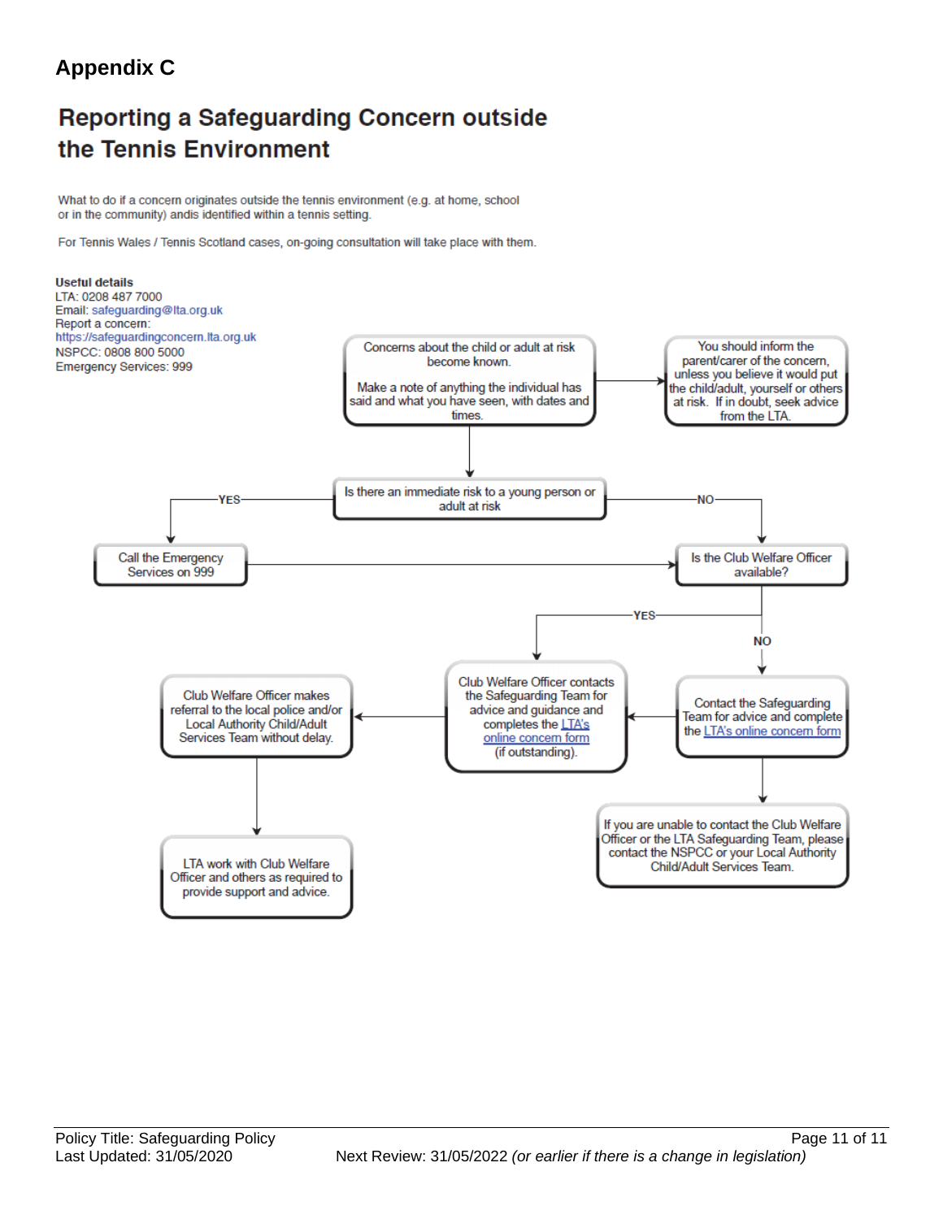## Appendix C

# Reporting a Safeguarding Concern outside the Tennis Environment

What to do if a concern originates outside the tennis environment (e.g. at home, school or in the community) andis identified within a tennis setting.

For Tennis Wales / Tennis Scotland cases, on-going consultation will take place with them.

**Useful details**
LTA: 0208 487 7000
Email: safeguarding@lta.org.uk
Report a concern:
https://safeguardingconcern.lta.org.uk
NSPCC: 0808 800 5000
Emergency Services: 999

Concerns about the child or adult at risk become known.

Make a note of anything the individual has said and what you have seen, with dates and times.

You should inform the parent/carer of the concern, unless you believe it would put the child/adult, yourself or others at risk. If in doubt, seek advice from the LTA.

Is there an immediate risk to a young person or adult at risk

YES

NO

Call the Emergency Services on 999

Is the Club Welfare Officer available?

YES

NO

Club Welfare Officer makes referral to the local police and/or Local Authority Child/Adult Services Team without delay.

Club Welfare Officer contacts the Safeguarding Team for advice and guidance and completes the LTA's online concern form (if outstanding).

Contact the Safeguarding Team for advice and complete the LTA's online concern form

LTA work with Club Welfare Officer and others as required to provide support and advice.

If you are unable to contact the Club Welfare Officer or the LTA Safeguarding Team, please contact the NSPCC or your Local Authority Child/Adult Services Team.

Policy Title: Safeguarding Policy
Last Updated: 31/05/2020
Next Review: 31/05/2022 *(or earlier if there is a change in legislation)*